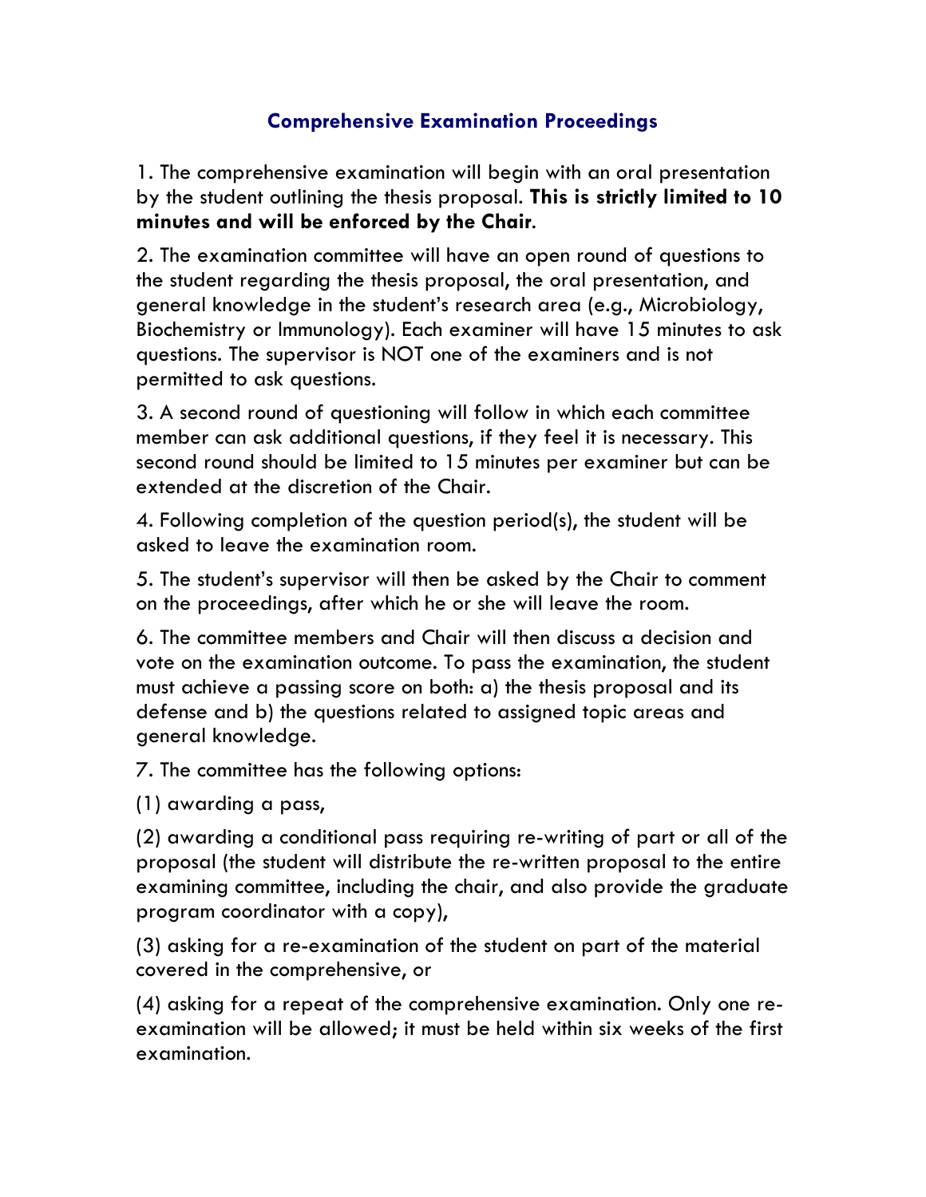## Comprehensive Examination Proceedings

1. The comprehensive examination will begin with an oral presentation by the student outlining the thesis proposal. **This is strictly limited to 10 minutes and will be enforced by the Chair**.

2. The examination committee will have an open round of questions to the student regarding the thesis proposal, the oral presentation, and general knowledge in the student's research area (e.g., Microbiology, Biochemistry or Immunology). Each examiner will have 15 minutes to ask questions. The supervisor is NOT one of the examiners and is not permitted to ask questions.

3. A second round of questioning will follow in which each committee member can ask additional questions, if they feel it is necessary. This second round should be limited to 15 minutes per examiner but can be extended at the discretion of the Chair.

4. Following completion of the question period(s), the student will be asked to leave the examination room.

5. The student's supervisor will then be asked by the Chair to comment on the proceedings, after which he or she will leave the room.

6. The committee members and Chair will then discuss a decision and vote on the examination outcome. To pass the examination, the student must achieve a passing score on both: a) the thesis proposal and its defense and b) the questions related to assigned topic areas and general knowledge.

7. The committee has the following options:

(1) awarding a pass,

(2) awarding a conditional pass requiring re-writing of part or all of the proposal (the student will distribute the re-written proposal to the entire examining committee, including the chair, and also provide the graduate program coordinator with a copy),

(3) asking for a re-examination of the student on part of the material covered in the comprehensive, or

(4) asking for a repeat of the comprehensive examination. Only one re-examination will be allowed; it must be held within six weeks of the first examination.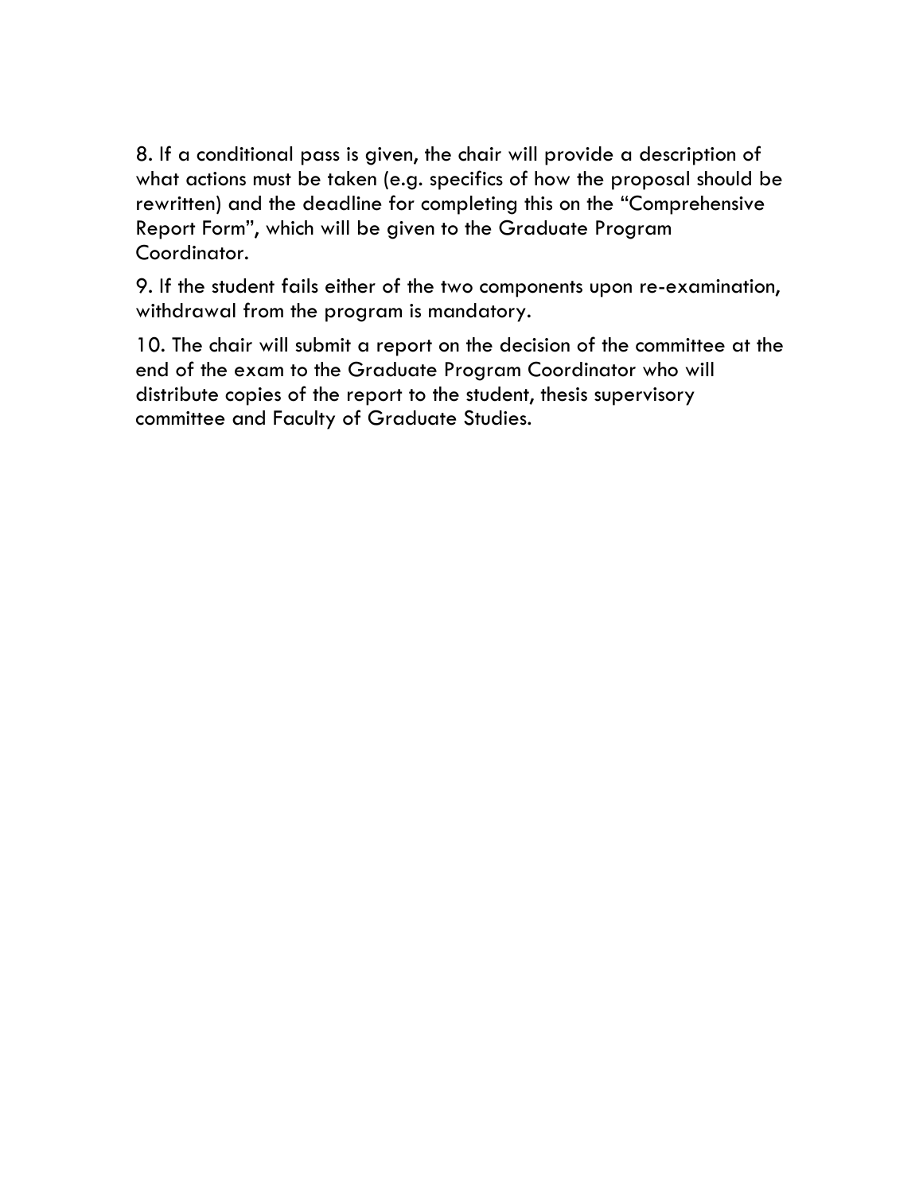8. If a conditional pass is given, the chair will provide a description of what actions must be taken (e.g. specifics of how the proposal should be rewritten) and the deadline for completing this on the "Comprehensive Report Form", which will be given to the Graduate Program Coordinator.

9. If the student fails either of the two components upon re-examination, withdrawal from the program is mandatory.

10. The chair will submit a report on the decision of the committee at the end of the exam to the Graduate Program Coordinator who will distribute copies of the report to the student, thesis supervisory committee and Faculty of Graduate Studies.